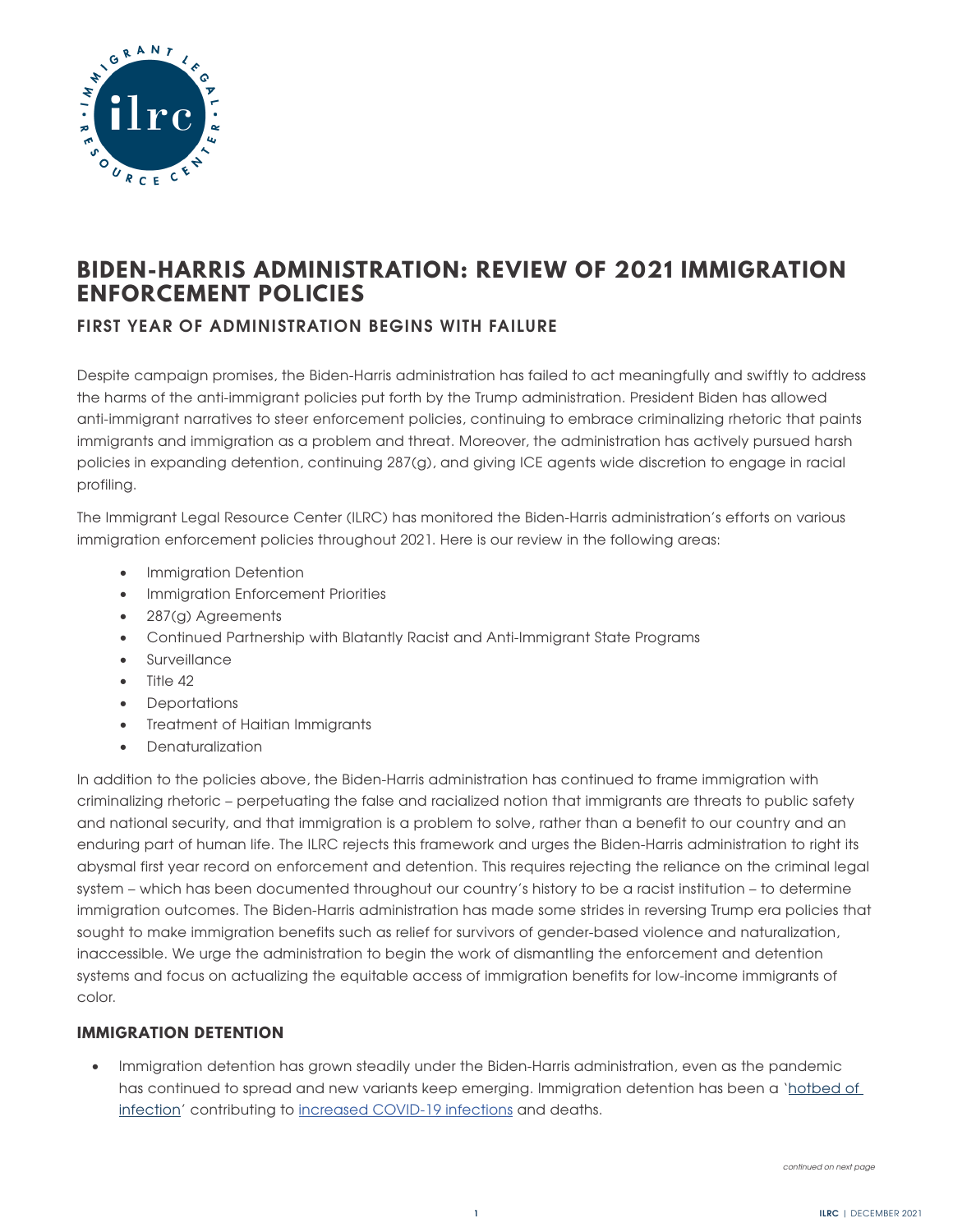# BIDEN-HARRIS ADMINISTRATION: REVIEW OF 2021 IMMIGRATION ENFORCEMENT POLICIES

## FIRST YEAR OF ADMINISTRATION BEGINS WITH FAILURE

Despite campaign promises, the Biden-Harris administration has failed to act meaningfully and swiftly to address the harms of the anti-immigrant policies put forth by the Trump administration. President Biden has allowed anti-immigrant narratives to steer enforcement policies, continuing to embrace criminalizing rhetoric that paints immigrants and immigration as a problem and threat. Moreover, the administration has actively pursued harsh policies in expanding detention, continuing 287(g), and giving ICE agents wide discretion to engage in racial profiling.

The Immigrant Legal Resource Center (ILRC) has monitored the Biden-Harris administration's efforts on various immigration enforcement policies throughout 2021. Here is our review in the following areas:

- Immigration Detention
- Immigration Enforcement Priorities
- 287(g) Agreements
- Continued Partnership with Blatantly Racist and Anti-Immigrant State Programs
- Surveillance
- Title 42
- Deportations
- Treatment of Haitian Immigrants
- Denaturalization

In addition to the policies above, the Biden-Harris administration has continued to frame immigration with criminalizing rhetoric – perpetuating the false and racialized notion that immigrants are threats to public safety and national security, and that immigration is a problem to solve, rather than a benefit to our country and an enduring part of human life. The ILRC rejects this framework and urges the Biden-Harris administration to right its abysmal first year record on enforcement and detention. This requires rejecting the reliance on the criminal legal system – which has been documented throughout our country's history to be a racist institution – to determine immigration outcomes. The Biden-Harris administration has made some strides in reversing Trump era policies that sought to make immigration benefits such as relief for survivors of gender-based violence and naturalization, inaccessible. We urge the administration to begin the work of dismantling the enforcement and detention systems and focus on actualizing the equitable access of immigration benefits for low-income immigrants of color.

### IMMIGRATION DETENTION

- Immigration detention has grown steadily under the Biden-Harris administration, even as the pandemic has continued to spread and new variants keep emerging. Immigration detention has been a 'hotbed of infection' contributing to increased COVID-19 infections and deaths.

*continued on next page*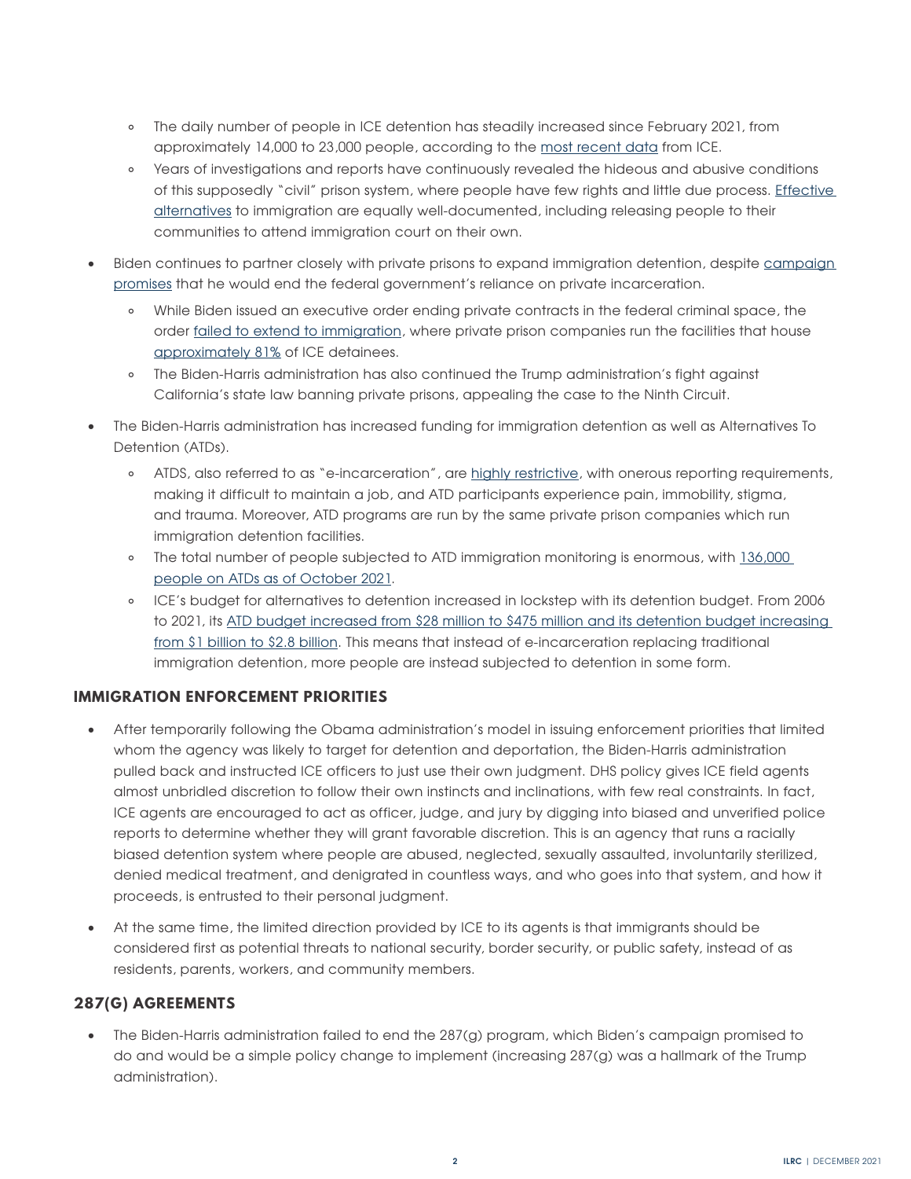- The daily number of people in ICE detention has steadily increased since February 2021, from approximately 14,000 to 23,000 people, according to the most recent data from ICE.
    - Years of investigations and reports have continuously revealed the hideous and abusive conditions of this supposedly "civil" prison system, where people have few rights and little due process. Effective alternatives to immigration are equally well-documented, including releasing people to their communities to attend immigration court on their own.
- Biden continues to partner closely with private prisons to expand immigration detention, despite campaign promises that he would end the federal government's reliance on private incarceration.
    - While Biden issued an executive order ending private contracts in the federal criminal space, the order failed to extend to immigration, where private prison companies run the facilities that house approximately 81% of ICE detainees.
    - The Biden-Harris administration has also continued the Trump administration's fight against California's state law banning private prisons, appealing the case to the Ninth Circuit.
- The Biden-Harris administration has increased funding for immigration detention as well as Alternatives To Detention (ATDs).
    - ATDS, also referred to as "e-incarceration", are highly restrictive, with onerous reporting requirements, making it difficult to maintain a job, and ATD participants experience pain, immobility, stigma, and trauma. Moreover, ATD programs are run by the same private prison companies which run immigration detention facilities.
    - The total number of people subjected to ATD immigration monitoring is enormous, with 136,000 people on ATDs as of October 2021.
    - ICE's budget for alternatives to detention increased in lockstep with its detention budget. From 2006 to 2021, its ATD budget increased from $28 million to $475 million and its detention budget increasing from $1 billion to $2.8 billion. This means that instead of e-incarceration replacing traditional immigration detention, more people are instead subjected to detention in some form.

## IMMIGRATION ENFORCEMENT PRIORITIES

- After temporarily following the Obama administration's model in issuing enforcement priorities that limited whom the agency was likely to target for detention and deportation, the Biden-Harris administration pulled back and instructed ICE officers to just use their own judgment. DHS policy gives ICE field agents almost unbridled discretion to follow their own instincts and inclinations, with few real constraints. In fact, ICE agents are encouraged to act as officer, judge, and jury by digging into biased and unverified police reports to determine whether they will grant favorable discretion. This is an agency that runs a racially biased detention system where people are abused, neglected, sexually assaulted, involuntarily sterilized, denied medical treatment, and denigrated in countless ways, and who goes into that system, and how it proceeds, is entrusted to their personal judgment.
- At the same time, the limited direction provided by ICE to its agents is that immigrants should be considered first as potential threats to national security, border security, or public safety, instead of as residents, parents, workers, and community members.

## 287(G) AGREEMENTS

- The Biden-Harris administration failed to end the 287(g) program, which Biden's campaign promised to do and would be a simple policy change to implement (increasing 287(g) was a hallmark of the Trump administration).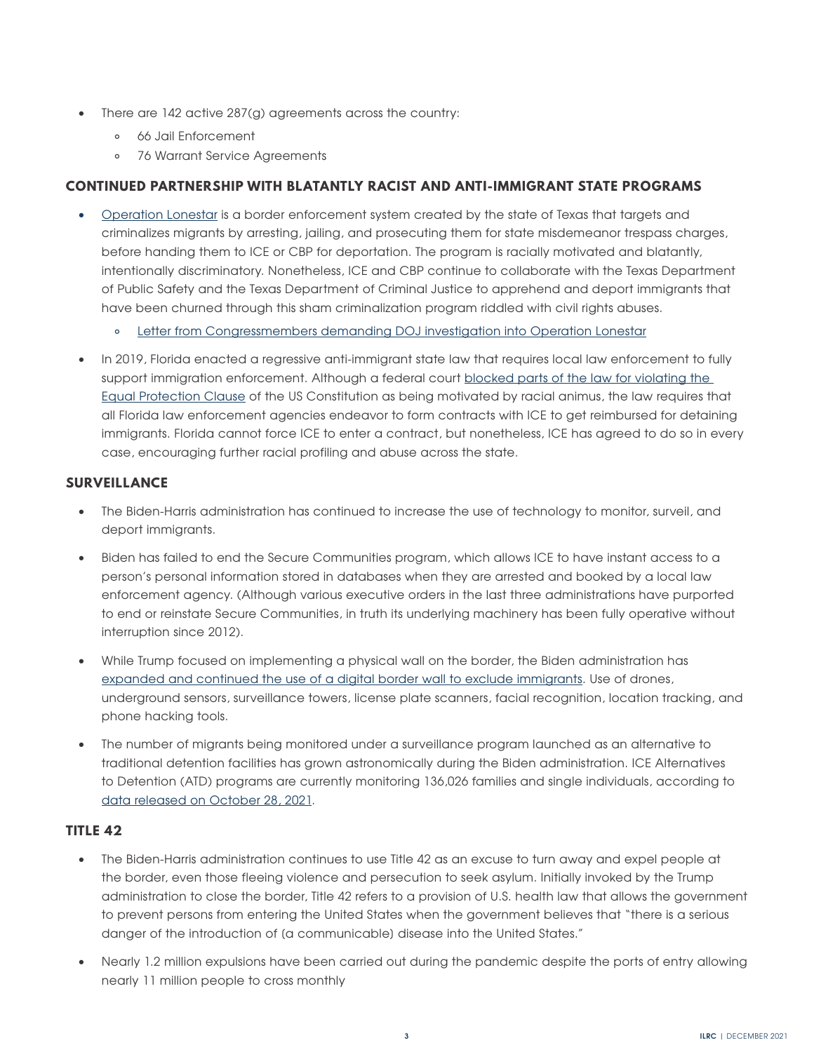- There are 142 active 287(g) agreements across the country:
  - 66 Jail Enforcement
  - 76 Warrant Service Agreements

## CONTINUED PARTNERSHIP WITH BLATANTLY RACIST AND ANTI-IMMIGRANT STATE PROGRAMS

- Operation Lonestar is a border enforcement system created by the state of Texas that targets and criminalizes migrants by arresting, jailing, and prosecuting them for state misdemeanor trespass charges, before handing them to ICE or CBP for deportation. The program is racially motivated and blatantly, intentionally discriminatory. Nonetheless, ICE and CBP continue to collaborate with the Texas Department of Public Safety and the Texas Department of Criminal Justice to apprehend and deport immigrants that have been churned through this sham criminalization program riddled with civil rights abuses.
  - Letter from Congressmembers demanding DOJ investigation into Operation Lonestar
- In 2019, Florida enacted a regressive anti-immigrant state law that requires local law enforcement to fully support immigration enforcement. Although a federal court blocked parts of the law for violating the Equal Protection Clause of the US Constitution as being motivated by racial animus, the law requires that all Florida law enforcement agencies endeavor to form contracts with ICE to get reimbursed for detaining immigrants. Florida cannot force ICE to enter a contract, but nonetheless, ICE has agreed to do so in every case, encouraging further racial profiling and abuse across the state.

## SURVEILLANCE

- The Biden-Harris administration has continued to increase the use of technology to monitor, surveil, and deport immigrants.
- Biden has failed to end the Secure Communities program, which allows ICE to have instant access to a person's personal information stored in databases when they are arrested and booked by a local law enforcement agency. (Although various executive orders in the last three administrations have purported to end or reinstate Secure Communities, in truth its underlying machinery has been fully operative without interruption since 2012).
- While Trump focused on implementing a physical wall on the border, the Biden administration has expanded and continued the use of a digital border wall to exclude immigrants. Use of drones, underground sensors, surveillance towers, license plate scanners, facial recognition, location tracking, and phone hacking tools.
- The number of migrants being monitored under a surveillance program launched as an alternative to traditional detention facilities has grown astronomically during the Biden administration. ICE Alternatives to Detention (ATD) programs are currently monitoring 136,026 families and single individuals, according to data released on October 28, 2021.

## TITLE 42

- The Biden-Harris administration continues to use Title 42 as an excuse to turn away and expel people at the border, even those fleeing violence and persecution to seek asylum. Initially invoked by the Trump administration to close the border, Title 42 refers to a provision of U.S. health law that allows the government to prevent persons from entering the United States when the government believes that "there is a serious danger of the introduction of (a communicable) disease into the United States."
- Nearly 1.2 million expulsions have been carried out during the pandemic despite the ports of entry allowing nearly 11 million people to cross monthly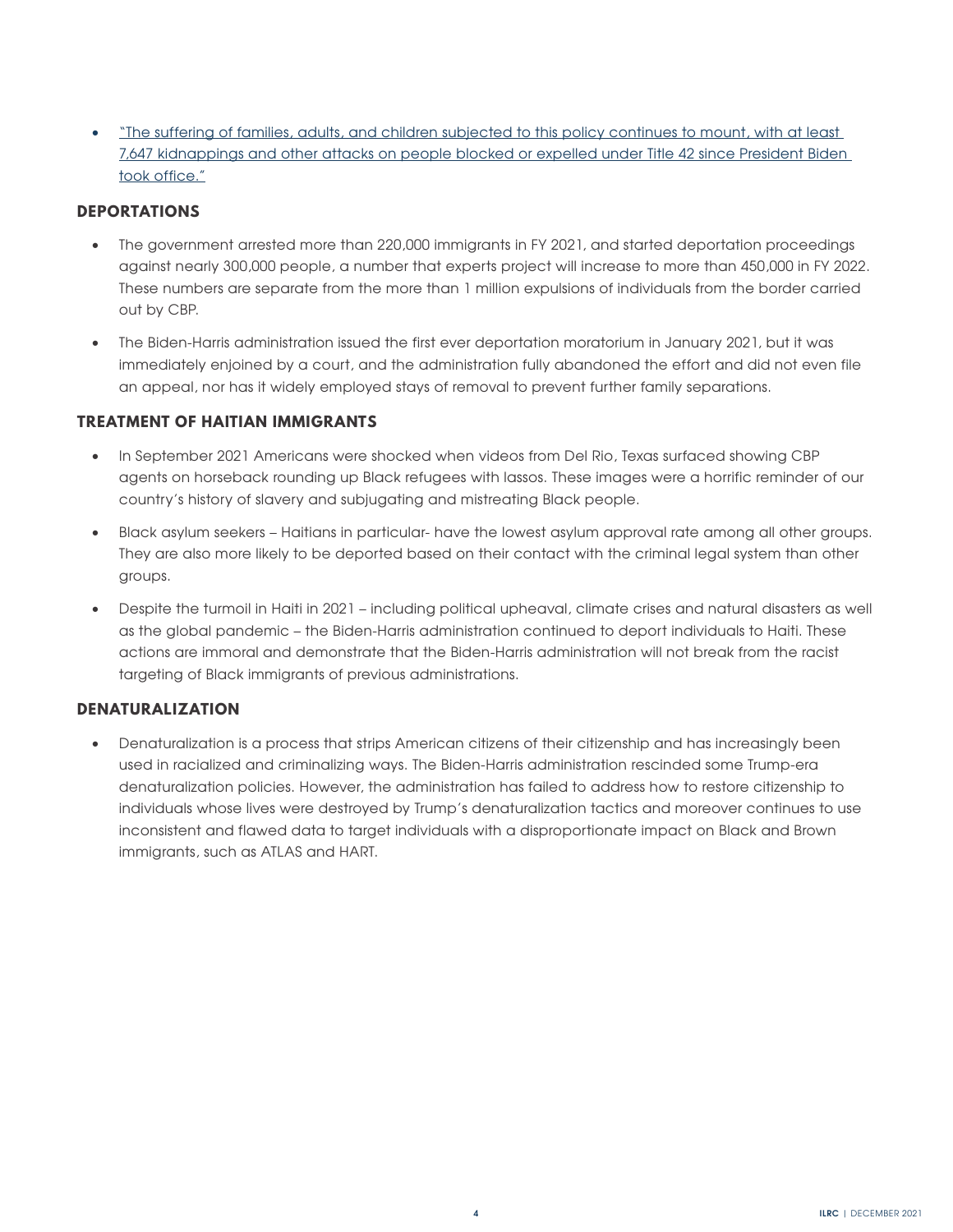- "The suffering of families, adults, and children subjected to this policy continues to mount, with at least 7,647 kidnappings and other attacks on people blocked or expelled under Title 42 since President Biden took office."

## DEPORTATIONS

- The government arrested more than 220,000 immigrants in FY 2021, and started deportation proceedings against nearly 300,000 people, a number that experts project will increase to more than 450,000 in FY 2022. These numbers are separate from the more than 1 million expulsions of individuals from the border carried out by CBP.
- The Biden-Harris administration issued the first ever deportation moratorium in January 2021, but it was immediately enjoined by a court, and the administration fully abandoned the effort and did not even file an appeal, nor has it widely employed stays of removal to prevent further family separations.

## TREATMENT OF HAITIAN IMMIGRANTS

- In September 2021 Americans were shocked when videos from Del Rio, Texas surfaced showing CBP agents on horseback rounding up Black refugees with lassos. These images were a horrific reminder of our country's history of slavery and subjugating and mistreating Black people.
- Black asylum seekers – Haitians in particular- have the lowest asylum approval rate among all other groups. They are also more likely to be deported based on their contact with the criminal legal system than other groups.
- Despite the turmoil in Haiti in 2021 – including political upheaval, climate crises and natural disasters as well as the global pandemic – the Biden-Harris administration continued to deport individuals to Haiti. These actions are immoral and demonstrate that the Biden-Harris administration will not break from the racist targeting of Black immigrants of previous administrations.

## DENATURALIZATION

- Denaturalization is a process that strips American citizens of their citizenship and has increasingly been used in racialized and criminalizing ways. The Biden-Harris administration rescinded some Trump-era denaturalization policies. However, the administration has failed to address how to restore citizenship to individuals whose lives were destroyed by Trump's denaturalization tactics and moreover continues to use inconsistent and flawed data to target individuals with a disproportionate impact on Black and Brown immigrants, such as ATLAS and HART.